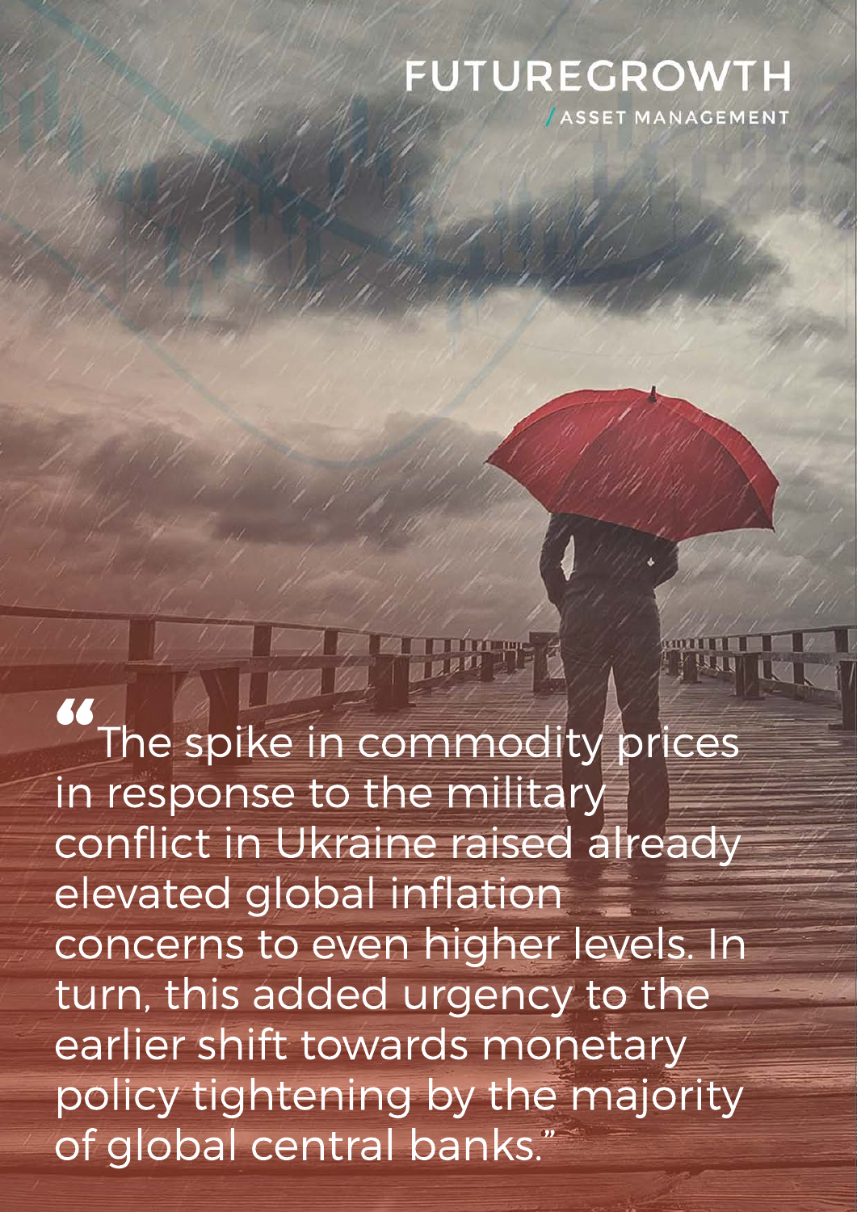# FUTUREGROWTH

/ASSET MANAGEMENT

"The spike in commodity prices in response to the military conflict in Ukraine raised already elevated global inflation concerns to even higher levels. In turn, this added urgency to the earlier shift towards monetary policy tightening by the majority of global central banks."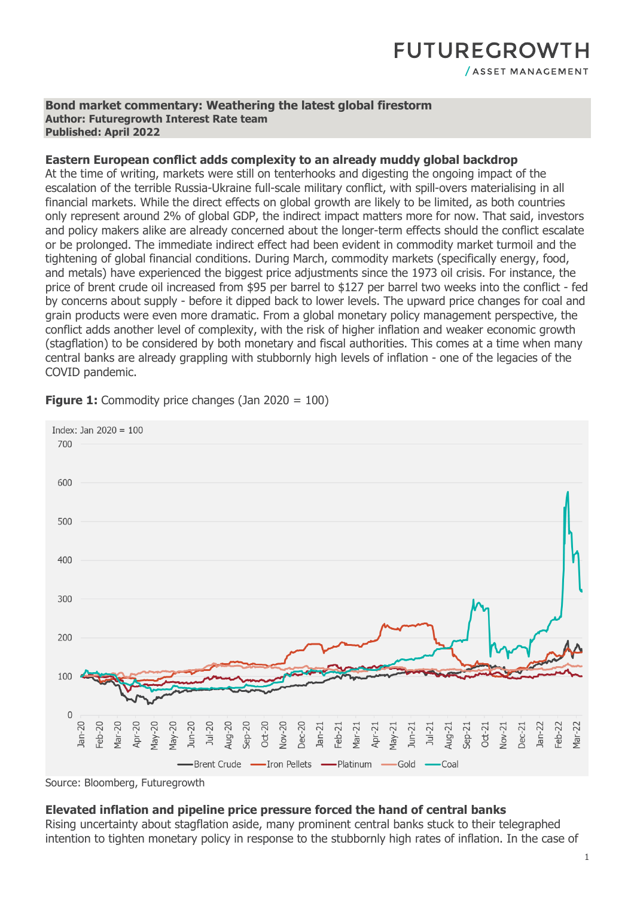**Bond market commentary: Weathering the latest global firestorm**
**Author: Futuregrowth Interest Rate team**
**Published: April 2022**

### Eastern European conflict adds complexity to an already muddy global backdrop

At the time of writing, markets were still on tenterhooks and digesting the ongoing impact of the escalation of the terrible Russia-Ukraine full-scale military conflict, with spill-overs materialising in all financial markets. While the direct effects on global growth are likely to be limited, as both countries only represent around 2% of global GDP, the indirect impact matters more for now. That said, investors and policy makers alike are already concerned about the longer-term effects should the conflict escalate or be prolonged. The immediate indirect effect had been evident in commodity market turmoil and the tightening of global financial conditions. During March, commodity markets (specifically energy, food, and metals) have experienced the biggest price adjustments since the 1973 oil crisis. For instance, the price of brent crude oil increased from $95 per barrel to $127 per barrel two weeks into the conflict - fed by concerns about supply - before it dipped back to lower levels. The upward price changes for coal and grain products were even more dramatic. From a global monetary policy management perspective, the conflict adds another level of complexity, with the risk of higher inflation and weaker economic growth (stagflation) to be considered by both monetary and fiscal authorities. This comes at a time when many central banks are already grappling with stubbornly high levels of inflation - one of the legacies of the COVID pandemic.

**Figure 1:** Commodity price changes (Jan 2020 = 100)

Source: Bloomberg, Futuregrowth

### Elevated inflation and pipeline price pressure forced the hand of central banks

Rising uncertainty about stagflation aside, many prominent central banks stuck to their telegraphed intention to tighten monetary policy in response to the stubbornly high rates of inflation. In the case of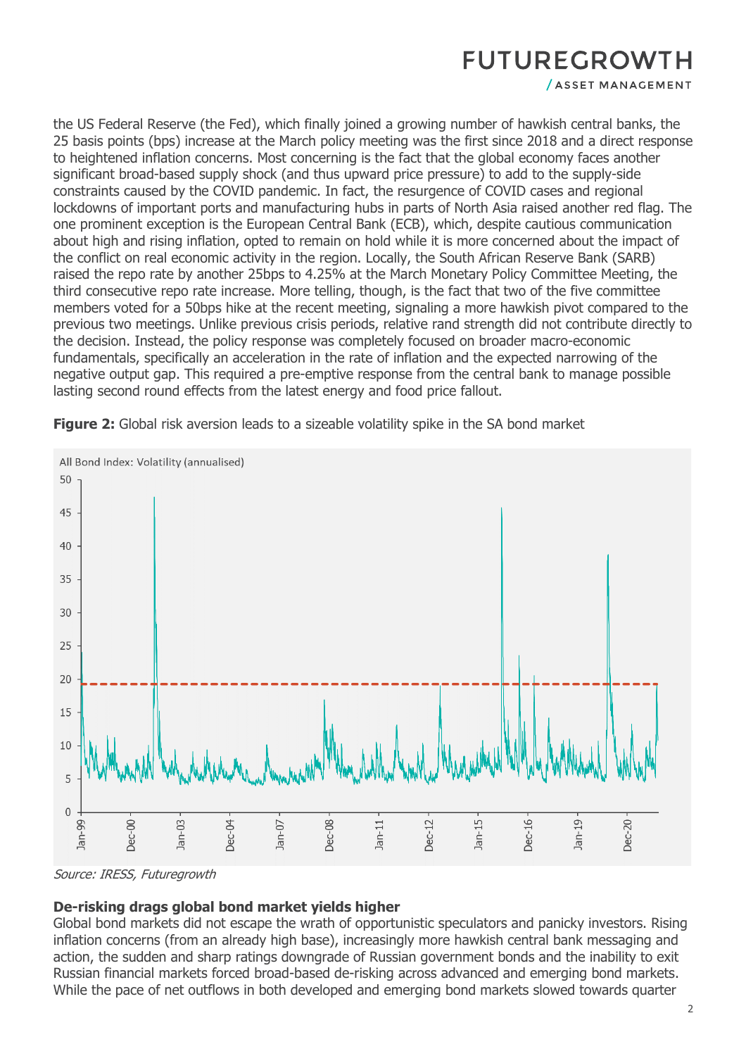the US Federal Reserve (the Fed), which finally joined a growing number of hawkish central banks, the 25 basis points (bps) increase at the March policy meeting was the first since 2018 and a direct response to heightened inflation concerns. Most concerning is the fact that the global economy faces another significant broad-based supply shock (and thus upward price pressure) to add to the supply-side constraints caused by the COVID pandemic. In fact, the resurgence of COVID cases and regional lockdowns of important ports and manufacturing hubs in parts of North Asia raised another red flag. The one prominent exception is the European Central Bank (ECB), which, despite cautious communication about high and rising inflation, opted to remain on hold while it is more concerned about the impact of the conflict on real economic activity in the region. Locally, the South African Reserve Bank (SARB) raised the repo rate by another 25bps to 4.25% at the March Monetary Policy Committee Meeting, the third consecutive repo rate increase. More telling, though, is the fact that two of the five committee members voted for a 50bps hike at the recent meeting, signaling a more hawkish pivot compared to the previous two meetings. Unlike previous crisis periods, relative rand strength did not contribute directly to the decision. Instead, the policy response was completely focused on broader macro-economic fundamentals, specifically an acceleration in the rate of inflation and the expected narrowing of the negative output gap. This required a pre-emptive response from the central bank to manage possible lasting second round effects from the latest energy and food price fallout.

**Figure 2:** Global risk aversion leads to a sizeable volatility spike in the SA bond market

*Source: IRESS, Futuregrowth*

**De-risking drags global bond market yields higher**

Global bond markets did not escape the wrath of opportunistic speculators and panicky investors. Rising inflation concerns (from an already high base), increasingly more hawkish central bank messaging and action, the sudden and sharp ratings downgrade of Russian government bonds and the inability to exit Russian financial markets forced broad-based de-risking across advanced and emerging bond markets. While the pace of net outflows in both developed and emerging bond markets slowed towards quarter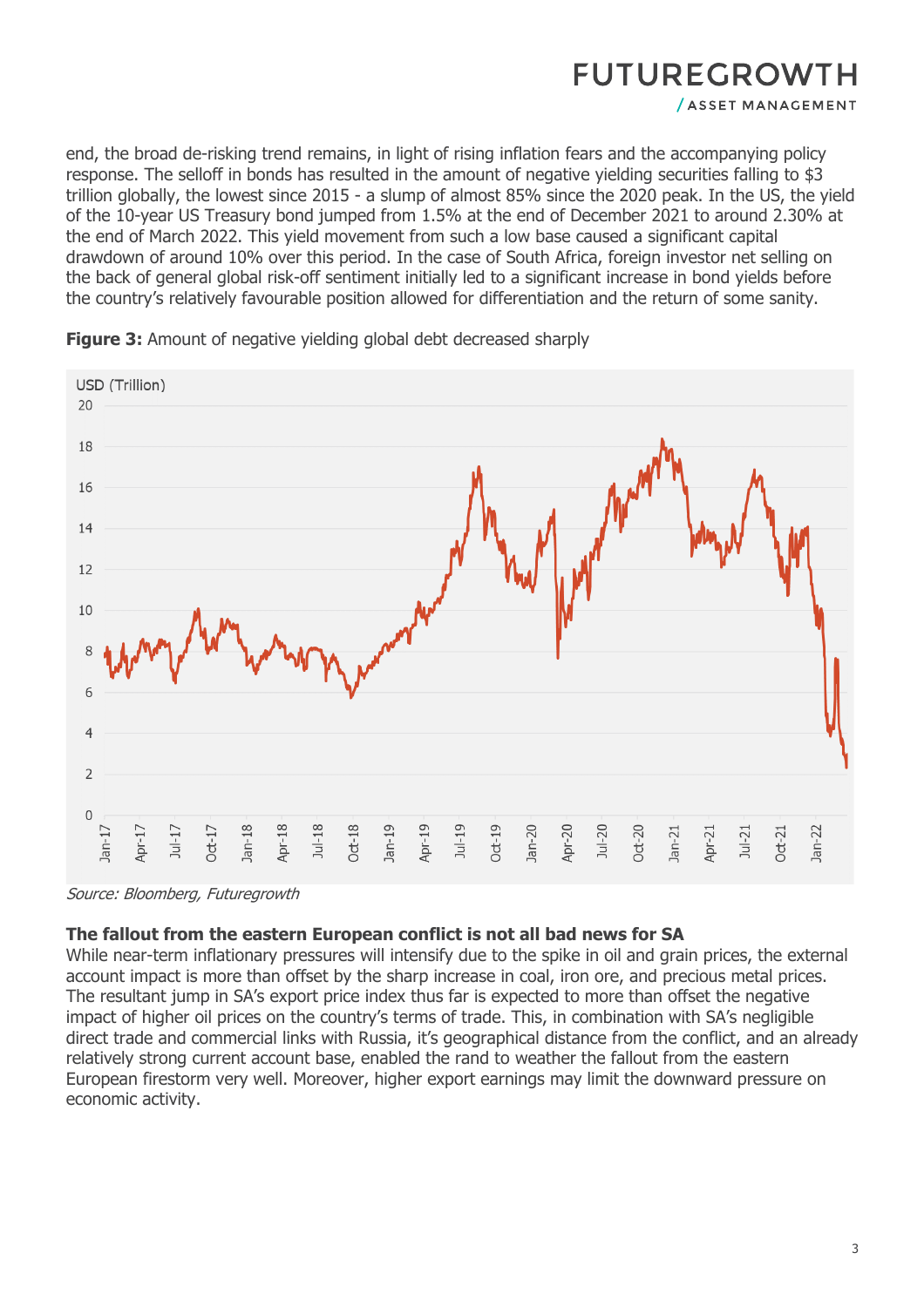end, the broad de-risking trend remains, in light of rising inflation fears and the accompanying policy response. The selloff in bonds has resulted in the amount of negative yielding securities falling to $3 trillion globally, the lowest since 2015 - a slump of almost 85% since the 2020 peak. In the US, the yield of the 10-year US Treasury bond jumped from 1.5% at the end of December 2021 to around 2.30% at the end of March 2022. This yield movement from such a low base caused a significant capital drawdown of around 10% over this period. In the case of South Africa, foreign investor net selling on the back of general global risk-off sentiment initially led to a significant increase in bond yields before the country's relatively favourable position allowed for differentiation and the return of some sanity.

**Figure 3:** Amount of negative yielding global debt decreased sharply

*Source: Bloomberg, Futuregrowth*

### The fallout from the eastern European conflict is not all bad news for SA

While near-term inflationary pressures will intensify due to the spike in oil and grain prices, the external account impact is more than offset by the sharp increase in coal, iron ore, and precious metal prices. The resultant jump in SA's export price index thus far is expected to more than offset the negative impact of higher oil prices on the country's terms of trade. This, in combination with SA's negligible direct trade and commercial links with Russia, it's geographical distance from the conflict, and an already relatively strong current account base, enabled the rand to weather the fallout from the eastern European firestorm very well. Moreover, higher export earnings may limit the downward pressure on economic activity.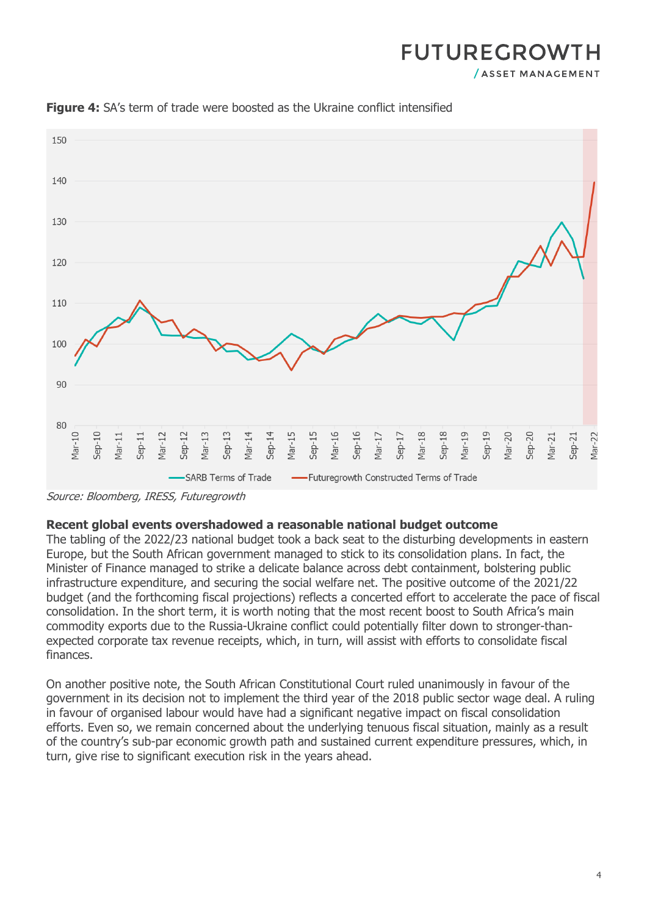**Figure 4:** SA's term of trade were boosted as the Ukraine conflict intensified

*Source: Bloomberg, IRESS, Futuregrowth*

### Recent global events overshadowed a reasonable national budget outcome

The tabling of the 2022/23 national budget took a back seat to the disturbing developments in eastern Europe, but the South African government managed to stick to its consolidation plans. In fact, the Minister of Finance managed to strike a delicate balance across debt containment, bolstering public infrastructure expenditure, and securing the social welfare net. The positive outcome of the 2021/22 budget (and the forthcoming fiscal projections) reflects a concerted effort to accelerate the pace of fiscal consolidation. In the short term, it is worth noting that the most recent boost to South Africa's main commodity exports due to the Russia-Ukraine conflict could potentially filter down to stronger-than-expected corporate tax revenue receipts, which, in turn, will assist with efforts to consolidate fiscal finances.

On another positive note, the South African Constitutional Court ruled unanimously in favour of the government in its decision not to implement the third year of the 2018 public sector wage deal. A ruling in favour of organised labour would have had a significant negative impact on fiscal consolidation efforts. Even so, we remain concerned about the underlying tenuous fiscal situation, mainly as a result of the country's sub-par economic growth path and sustained current expenditure pressures, which, in turn, give rise to significant execution risk in the years ahead.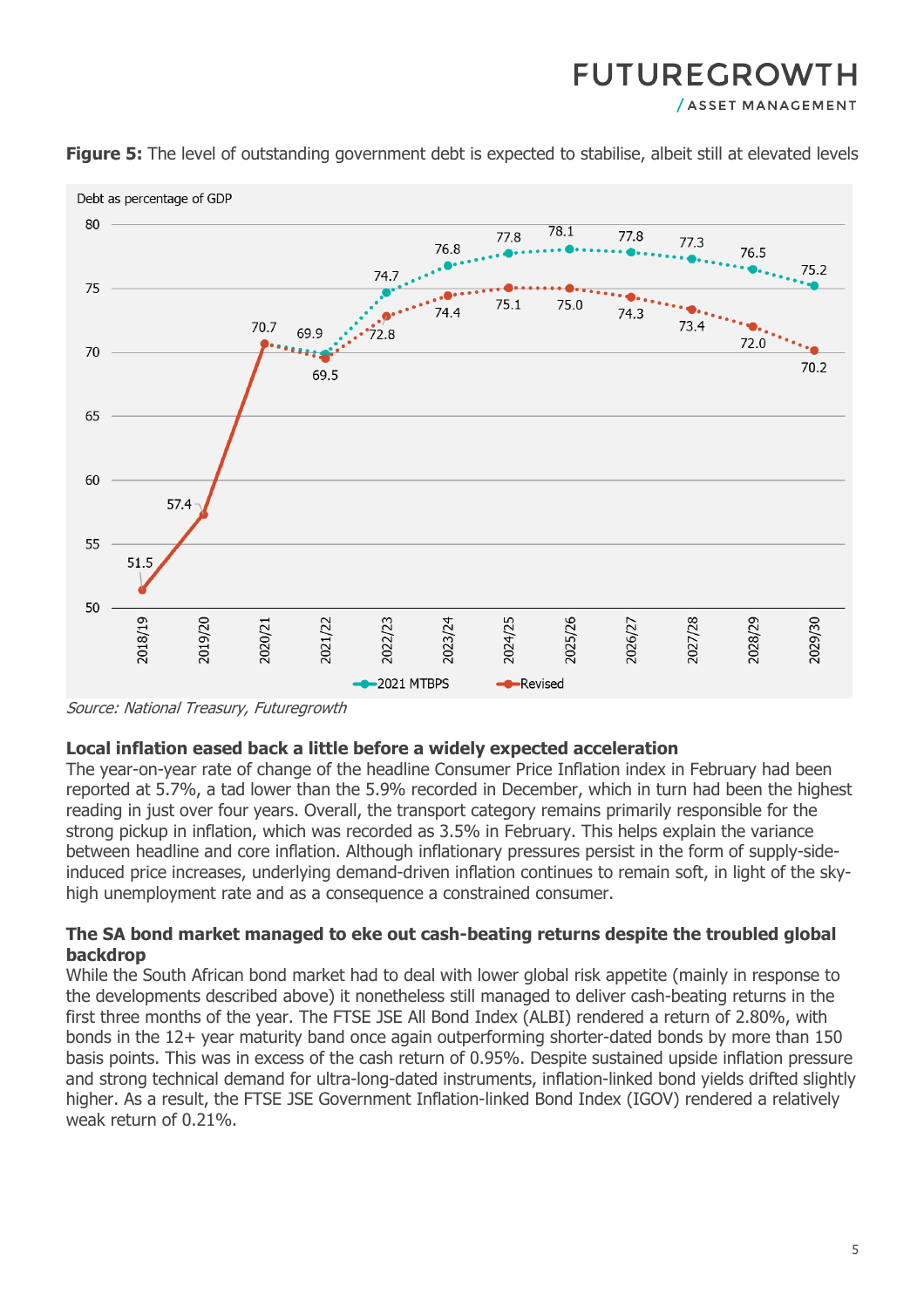**Figure 5:** The level of outstanding government debt is expected to stabilise, albeit still at elevated levels

Debt as percentage of GDP

| | 2018/19 | 2019/20 | 2020/21 | 2021/22 | 2022/23 | 2023/24 | 2024/25 | 2025/26 | 2026/27 | 2027/28 | 2028/29 | 2029/30 |
|---|---|---|---|---|---|---|---|---|---|---|---|---|
| 2021 MTBPS | 51.5 | 57.4 | 70.7 | 69.9 | 74.7 | 76.8 | 77.8 | 78.1 | 77.8 | 77.3 | 76.5 | 75.2 |
| Revised | 51.5 | 57.4 | 70.7 | 69.5 | 72.8 | 74.4 | 75.1 | 75.0 | 74.3 | 73.4 | 72.0 | 70.2 |

*Source: National Treasury, Futuregrowth*

### Local inflation eased back a little before a widely expected acceleration

The year-on-year rate of change of the headline Consumer Price Inflation index in February had been reported at 5.7%, a tad lower than the 5.9% recorded in December, which in turn had been the highest reading in just over four years. Overall, the transport category remains primarily responsible for the strong pickup in inflation, which was recorded as 3.5% in February. This helps explain the variance between headline and core inflation. Although inflationary pressures persist in the form of supply-side-induced price increases, underlying demand-driven inflation continues to remain soft, in light of the sky-high unemployment rate and as a consequence a constrained consumer.

### The SA bond market managed to eke out cash-beating returns despite the troubled global backdrop

While the South African bond market had to deal with lower global risk appetite (mainly in response to the developments described above) it nonetheless still managed to deliver cash-beating returns in the first three months of the year. The FTSE JSE All Bond Index (ALBI) rendered a return of 2.80%, with bonds in the 12+ year maturity band once again outperforming shorter-dated bonds by more than 150 basis points. This was in excess of the cash return of 0.95%. Despite sustained upside inflation pressure and strong technical demand for ultra-long-dated instruments, inflation-linked bond yields drifted slightly higher. As a result, the FTSE JSE Government Inflation-linked Bond Index (IGOV) rendered a relatively weak return of 0.21%.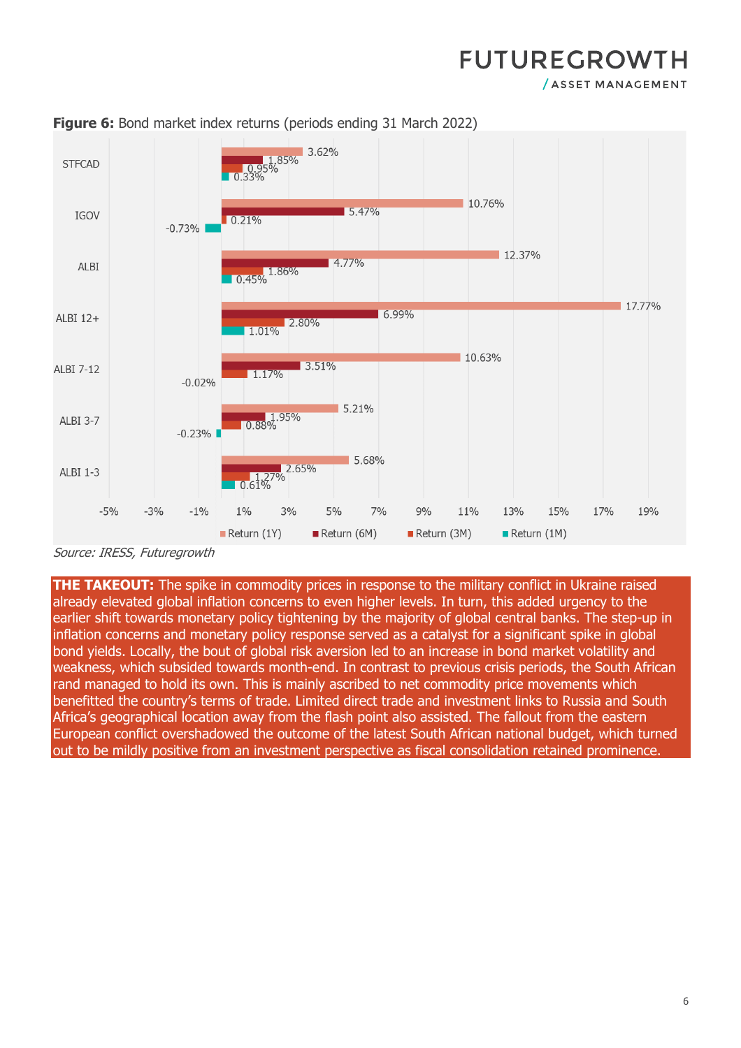**Figure 6:** Bond market index returns (periods ending 31 March 2022)

| Index | Return (1Y) | Return (6M) | Return (3M) | Return (1M) |
|---|---|---|---|---|
| STFCAD | 3.62% | 1.85% | 0.95% | 0.33% |
| IGOV | 10.76% | 5.47% | 0.21% | -0.73% |
| ALBI | 12.37% | 4.77% | 1.86% | 0.45% |
| ALBI 12+ | 17.77% | 6.99% | 2.80% | 1.01% |
| ALBI 7-12 | 10.63% | 3.51% | 1.17% | -0.02% |
| ALBI 3-7 | 5.21% | 1.95% | 0.88% | -0.23% |
| ALBI 1-3 | 5.68% | 2.65% | 1.27% | 0.61% |

*Source: IRESS, Futuregrowth*

**THE TAKEOUT:** The spike in commodity prices in response to the military conflict in Ukraine raised already elevated global inflation concerns to even higher levels. In turn, this added urgency to the earlier shift towards monetary policy tightening by the majority of global central banks. The step-up in inflation concerns and monetary policy response served as a catalyst for a significant spike in global bond yields. Locally, the bout of global risk aversion led to an increase in bond market volatility and weakness, which subsided towards month-end. In contrast to previous crisis periods, the South African rand managed to hold its own. This is mainly ascribed to net commodity price movements which benefitted the country's terms of trade. Limited direct trade and investment links to Russia and South Africa's geographical location away from the flash point also assisted. The fallout from the eastern European conflict overshadowed the outcome of the latest South African national budget, which turned out to be mildly positive from an investment perspective as fiscal consolidation retained prominence.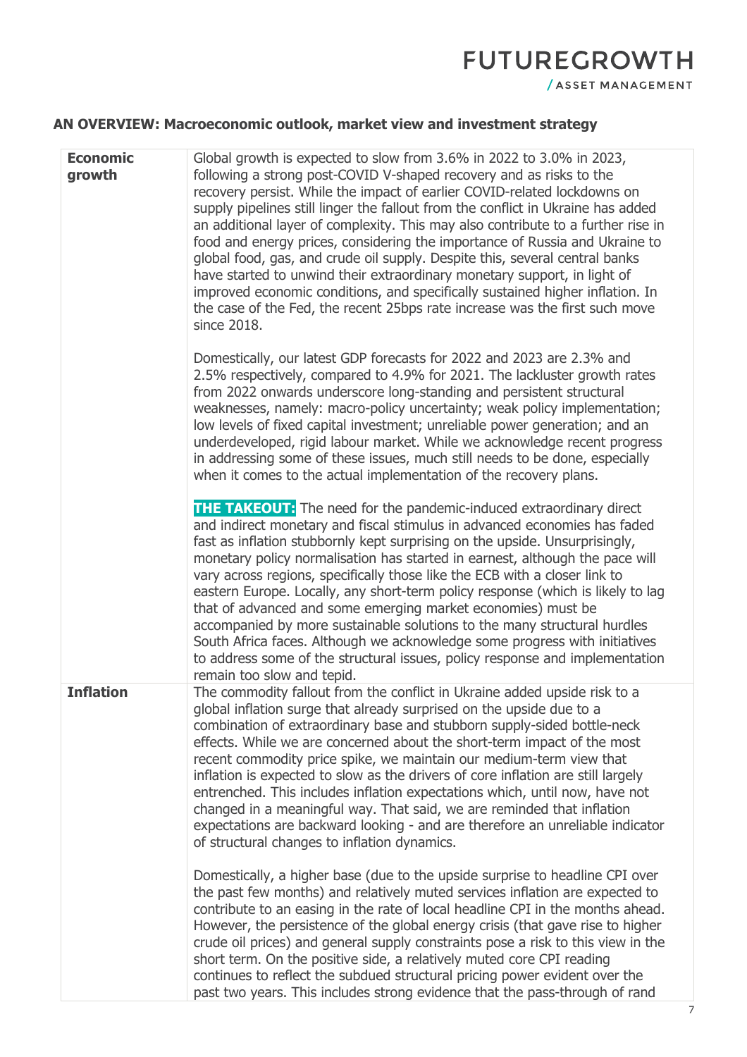## AN OVERVIEW: Macroeconomic outlook, market view and investment strategy

| | |
|---|---|
| **Economic growth** | Global growth is expected to slow from 3.6% in 2022 to 3.0% in 2023, following a strong post-COVID V-shaped recovery and as risks to the recovery persist. While the impact of earlier COVID-related lockdowns on supply pipelines still linger the fallout from the conflict in Ukraine has added an additional layer of complexity. This may also contribute to a further rise in food and energy prices, considering the importance of Russia and Ukraine to global food, gas, and crude oil supply. Despite this, several central banks have started to unwind their extraordinary monetary support, in light of improved economic conditions, and specifically sustained higher inflation. In the case of the Fed, the recent 25bps rate increase was the first such move since 2018.<br><br>Domestically, our latest GDP forecasts for 2022 and 2023 are 2.3% and 2.5% respectively, compared to 4.9% for 2021. The lackluster growth rates from 2022 onwards underscore long-standing and persistent structural weaknesses, namely: macro-policy uncertainty; weak policy implementation; low levels of fixed capital investment; unreliable power generation; and an underdeveloped, rigid labour market. While we acknowledge recent progress in addressing some of these issues, much still needs to be done, especially when it comes to the actual implementation of the recovery plans.<br><br>**THE TAKEOUT:** The need for the pandemic-induced extraordinary direct and indirect monetary and fiscal stimulus in advanced economies has faded fast as inflation stubbornly kept surprising on the upside. Unsurprisingly, monetary policy normalisation has started in earnest, although the pace will vary across regions, specifically those like the ECB with a closer link to eastern Europe. Locally, any short-term policy response (which is likely to lag that of advanced and some emerging market economies) must be accompanied by more sustainable solutions to the many structural hurdles South Africa faces. Although we acknowledge some progress with initiatives to address some of the structural issues, policy response and implementation remain too slow and tepid. |
| **Inflation** | The commodity fallout from the conflict in Ukraine added upside risk to a global inflation surge that already surprised on the upside due to a combination of extraordinary base and stubborn supply-sided bottle-neck effects. While we are concerned about the short-term impact of the most recent commodity price spike, we maintain our medium-term view that inflation is expected to slow as the drivers of core inflation are still largely entrenched. This includes inflation expectations which, until now, have not changed in a meaningful way. That said, we are reminded that inflation expectations are backward looking - and are therefore an unreliable indicator of structural changes to inflation dynamics.<br><br>Domestically, a higher base (due to the upside surprise to headline CPI over the past few months) and relatively muted services inflation are expected to contribute to an easing in the rate of local headline CPI in the months ahead. However, the persistence of the global energy crisis (that gave rise to higher crude oil prices) and general supply constraints pose a risk to this view in the short term. On the positive side, a relatively muted core CPI reading continues to reflect the subdued structural pricing power evident over the past two years. This includes strong evidence that the pass-through of rand |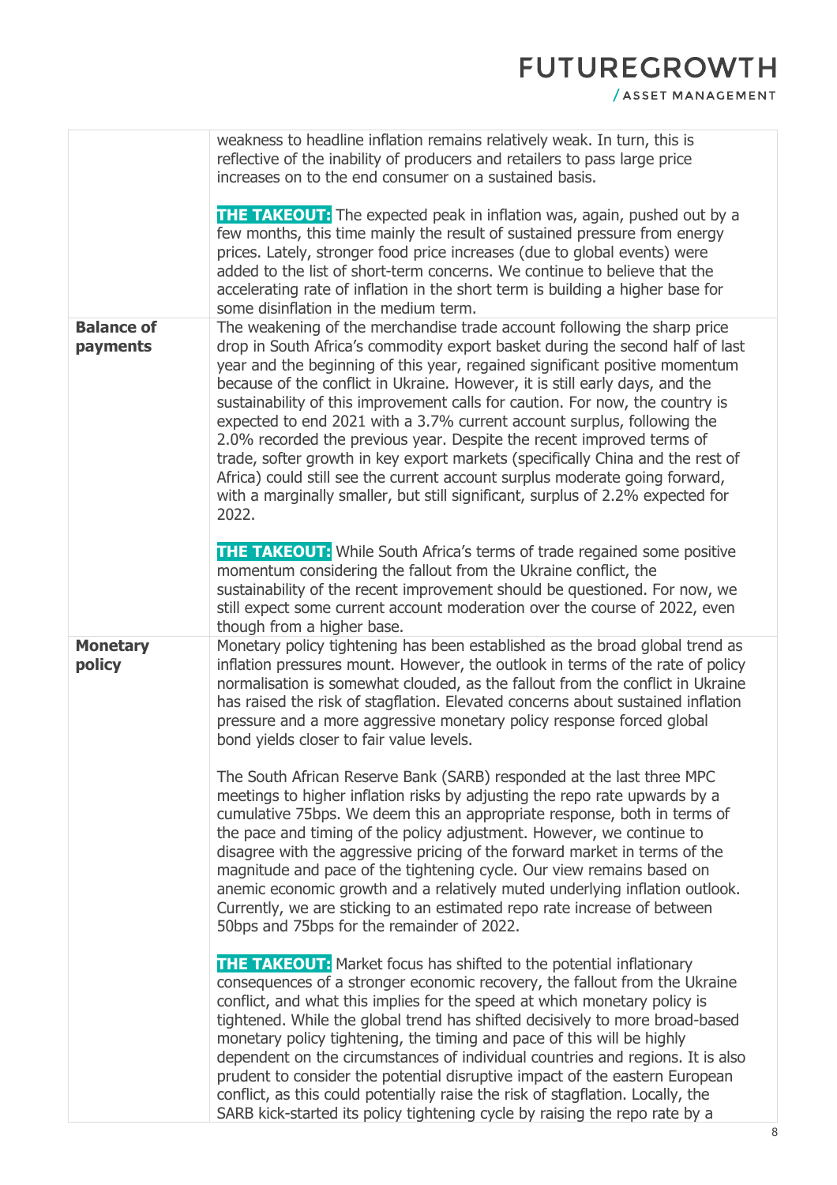| | |
|---|---|
| | weakness to headline inflation remains relatively weak. In turn, this is reflective of the inability of producers and retailers to pass large price increases on to the end consumer on a sustained basis.<br><br>**THE TAKEOUT:** The expected peak in inflation was, again, pushed out by a few months, this time mainly the result of sustained pressure from energy prices. Lately, stronger food price increases (due to global events) were added to the list of short-term concerns. We continue to believe that the accelerating rate of inflation in the short term is building a higher base for some disinflation in the medium term. |
| **Balance of payments** | The weakening of the merchandise trade account following the sharp price drop in South Africa's commodity export basket during the second half of last year and the beginning of this year, regained significant positive momentum because of the conflict in Ukraine. However, it is still early days, and the sustainability of this improvement calls for caution. For now, the country is expected to end 2021 with a 3.7% current account surplus, following the 2.0% recorded the previous year. Despite the recent improved terms of trade, softer growth in key export markets (specifically China and the rest of Africa) could still see the current account surplus moderate going forward, with a marginally smaller, but still significant, surplus of 2.2% expected for 2022.<br><br>**THE TAKEOUT:** While South Africa's terms of trade regained some positive momentum considering the fallout from the Ukraine conflict, the sustainability of the recent improvement should be questioned. For now, we still expect some current account moderation over the course of 2022, even though from a higher base. |
| **Monetary policy** | Monetary policy tightening has been established as the broad global trend as inflation pressures mount. However, the outlook in terms of the rate of policy normalisation is somewhat clouded, as the fallout from the conflict in Ukraine has raised the risk of stagflation. Elevated concerns about sustained inflation pressure and a more aggressive monetary policy response forced global bond yields closer to fair value levels.<br><br>The South African Reserve Bank (SARB) responded at the last three MPC meetings to higher inflation risks by adjusting the repo rate upwards by a cumulative 75bps. We deem this an appropriate response, both in terms of the pace and timing of the policy adjustment. However, we continue to disagree with the aggressive pricing of the forward market in terms of the magnitude and pace of the tightening cycle. Our view remains based on anemic economic growth and a relatively muted underlying inflation outlook. Currently, we are sticking to an estimated repo rate increase of between 50bps and 75bps for the remainder of 2022.<br><br>**THE TAKEOUT:** Market focus has shifted to the potential inflationary consequences of a stronger economic recovery, the fallout from the Ukraine conflict, and what this implies for the speed at which monetary policy is tightened. While the global trend has shifted decisively to more broad-based monetary policy tightening, the timing and pace of this will be highly dependent on the circumstances of individual countries and regions. It is also prudent to consider the potential disruptive impact of the eastern European conflict, as this could potentially raise the risk of stagflation. Locally, the SARB kick-started its policy tightening cycle by raising the repo rate by a |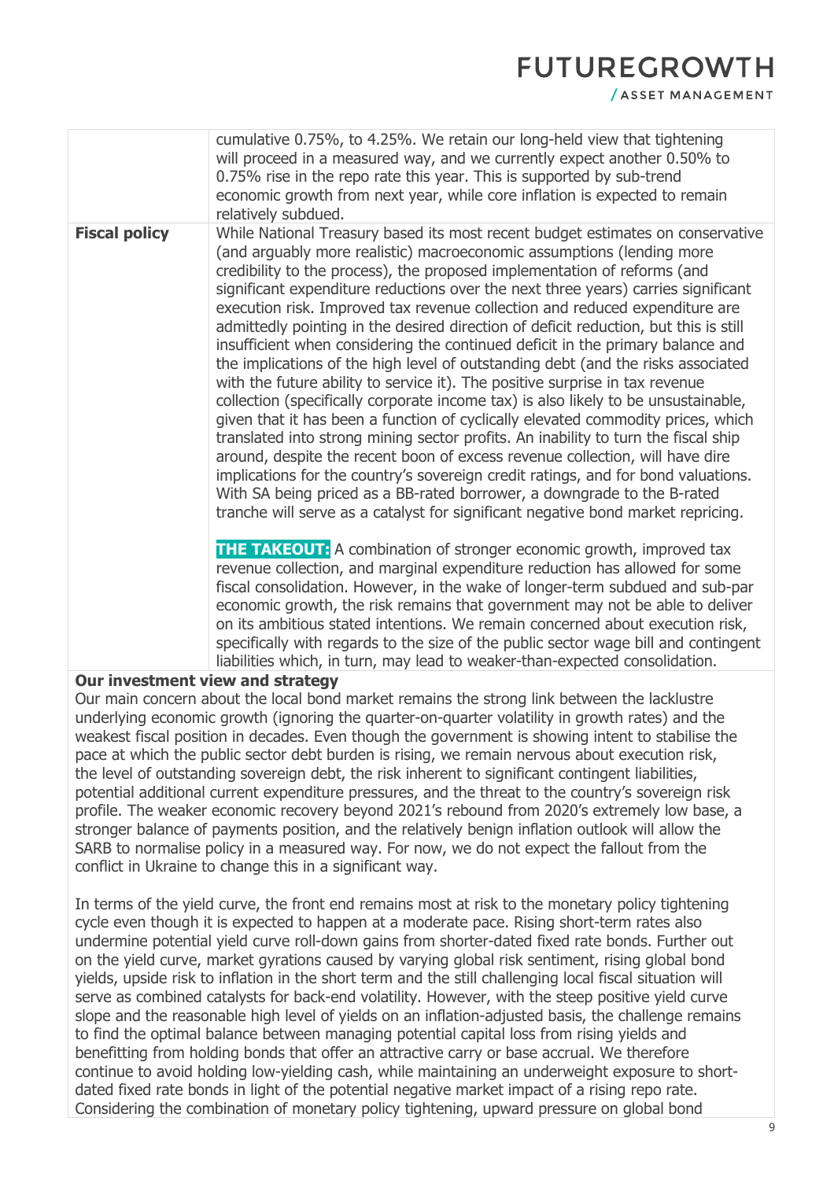| | |
|---|---|
| | cumulative 0.75%, to 4.25%. We retain our long-held view that tightening will proceed in a measured way, and we currently expect another 0.50% to 0.75% rise in the repo rate this year. This is supported by sub-trend economic growth from next year, while core inflation is expected to remain relatively subdued. |
| **Fiscal policy** | While National Treasury based its most recent budget estimates on conservative (and arguably more realistic) macroeconomic assumptions (lending more credibility to the process), the proposed implementation of reforms (and significant expenditure reductions over the next three years) carries significant execution risk. Improved tax revenue collection and reduced expenditure are admittedly pointing in the desired direction of deficit reduction, but this is still insufficient when considering the continued deficit in the primary balance and the implications of the high level of outstanding debt (and the risks associated with the future ability to service it). The positive surprise in tax revenue collection (specifically corporate income tax) is also likely to be unsustainable, given that it has been a function of cyclically elevated commodity prices, which translated into strong mining sector profits. An inability to turn the fiscal ship around, despite the recent boon of excess revenue collection, will have dire implications for the country's sovereign credit ratings, and for bond valuations. With SA being priced as a BB-rated borrower, a downgrade to the B-rated tranche will serve as a catalyst for significant negative bond market repricing.<br><br>**THE TAKEOUT:** A combination of stronger economic growth, improved tax revenue collection, and marginal expenditure reduction has allowed for some fiscal consolidation. However, in the wake of longer-term subdued and sub-par economic growth, the risk remains that government may not be able to deliver on its ambitious stated intentions. We remain concerned about execution risk, specifically with regards to the size of the public sector wage bill and contingent liabilities which, in turn, may lead to weaker-than-expected consolidation. |

**Our investment view and strategy**

Our main concern about the local bond market remains the strong link between the lacklustre underlying economic growth (ignoring the quarter-on-quarter volatility in growth rates) and the weakest fiscal position in decades. Even though the government is showing intent to stabilise the pace at which the public sector debt burden is rising, we remain nervous about execution risk, the level of outstanding sovereign debt, the risk inherent to significant contingent liabilities, potential additional current expenditure pressures, and the threat to the country's sovereign risk profile. The weaker economic recovery beyond 2021's rebound from 2020's extremely low base, a stronger balance of payments position, and the relatively benign inflation outlook will allow the SARB to normalise policy in a measured way. For now, we do not expect the fallout from the conflict in Ukraine to change this in a significant way.

In terms of the yield curve, the front end remains most at risk to the monetary policy tightening cycle even though it is expected to happen at a moderate pace. Rising short-term rates also undermine potential yield curve roll-down gains from shorter-dated fixed rate bonds. Further out on the yield curve, market gyrations caused by varying global risk sentiment, rising global bond yields, upside risk to inflation in the short term and the still challenging local fiscal situation will serve as combined catalysts for back-end volatility. However, with the steep positive yield curve slope and the reasonable high level of yields on an inflation-adjusted basis, the challenge remains to find the optimal balance between managing potential capital loss from rising yields and benefitting from holding bonds that offer an attractive carry or base accrual. We therefore continue to avoid holding low-yielding cash, while maintaining an underweight exposure to short-dated fixed rate bonds in light of the potential negative market impact of a rising repo rate. Considering the combination of monetary policy tightening, upward pressure on global bond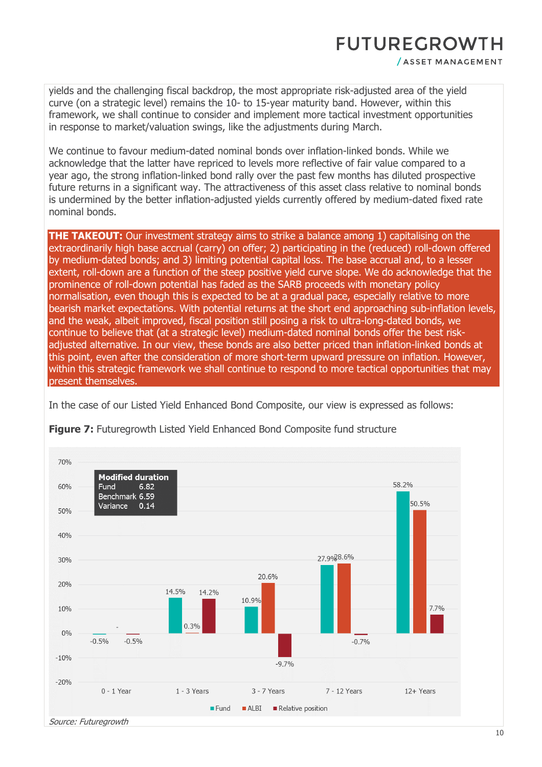yields and the challenging fiscal backdrop, the most appropriate risk-adjusted area of the yield curve (on a strategic level) remains the 10- to 15-year maturity band. However, within this framework, we shall continue to consider and implement more tactical investment opportunities in response to market/valuation swings, like the adjustments during March.

We continue to favour medium-dated nominal bonds over inflation-linked bonds. While we acknowledge that the latter have repriced to levels more reflective of fair value compared to a year ago, the strong inflation-linked bond rally over the past few months has diluted prospective future returns in a significant way. The attractiveness of this asset class relative to nominal bonds is undermined by the better inflation-adjusted yields currently offered by medium-dated fixed rate nominal bonds.

**THE TAKEOUT:** Our investment strategy aims to strike a balance among 1) capitalising on the extraordinarily high base accrual (carry) on offer; 2) participating in the (reduced) roll-down offered by medium-dated bonds; and 3) limiting potential capital loss. The base accrual and, to a lesser extent, roll-down are a function of the steep positive yield curve slope. We do acknowledge that the prominence of roll-down potential has faded as the SARB proceeds with monetary policy normalisation, even though this is expected to be at a gradual pace, especially relative to more bearish market expectations. With potential returns at the short end approaching sub-inflation levels, and the weak, albeit improved, fiscal position still posing a risk to ultra-long-dated bonds, we continue to believe that (at a strategic level) medium-dated nominal bonds offer the best risk-adjusted alternative. In our view, these bonds are also better priced than inflation-linked bonds at this point, even after the consideration of more short-term upward pressure on inflation. However, within this strategic framework we shall continue to respond to more tactical opportunities that may present themselves.

In the case of our Listed Yield Enhanced Bond Composite, our view is expressed as follows:

**Figure 7:** Futuregrowth Listed Yield Enhanced Bond Composite fund structure

| | Fund | ALBI | Relative position |
|---|---|---|---|
| 0 - 1 Year | -0.5% | - | -0.5% |
| 1 - 3 Years | 14.5% | 0.3% | 14.2% |
| 3 - 7 Years | 10.9% | 20.6% | -9.7% |
| 7 - 12 Years | 27.9% | 28.6% | -0.7% |
| 12+ Years | 58.2% | 50.5% | 7.7% |

| Modified duration | |
|---|---|
| Fund | 6.82 |
| Benchmark | 6.59 |
| Variance | 0.14 |

*Source: Futuregrowth*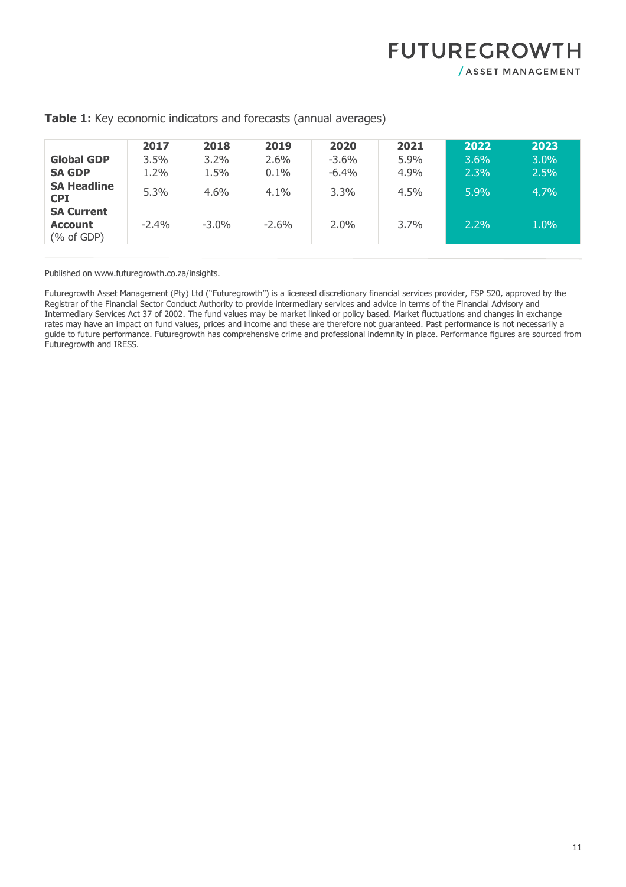**Table 1:** Key economic indicators and forecasts (annual averages)

| | 2017 | 2018 | 2019 | 2020 | 2021 | 2022 | 2023 |
|---|---|---|---|---|---|---|---|
| **Global GDP** | 3.5% | 3.2% | 2.6% | -3.6% | 5.9% | 3.6% | 3.0% |
| **SA GDP** | 1.2% | 1.5% | 0.1% | -6.4% | 4.9% | 2.3% | 2.5% |
| **SA Headline CPI** | 5.3% | 4.6% | 4.1% | 3.3% | 4.5% | 5.9% | 4.7% |
| **SA Current Account** (% of GDP) | -2.4% | -3.0% | -2.6% | 2.0% | 3.7% | 2.2% | 1.0% |

Published on www.futuregrowth.co.za/insights.

Futuregrowth Asset Management (Pty) Ltd ("Futuregrowth") is a licensed discretionary financial services provider, FSP 520, approved by the Registrar of the Financial Sector Conduct Authority to provide intermediary services and advice in terms of the Financial Advisory and Intermediary Services Act 37 of 2002. The fund values may be market linked or policy based. Market fluctuations and changes in exchange rates may have an impact on fund values, prices and income and these are therefore not guaranteed. Past performance is not necessarily a guide to future performance. Futuregrowth has comprehensive crime and professional indemnity in place. Performance figures are sourced from Futuregrowth and IRESS.